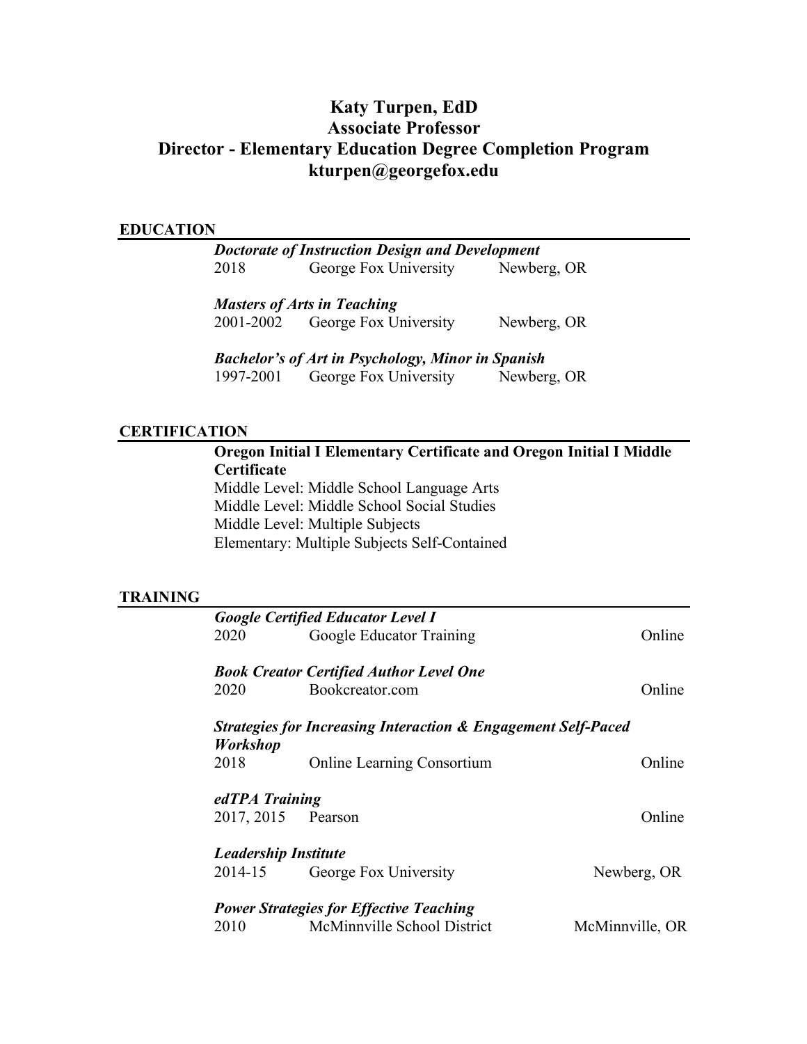# Katy Turpen, EdD
# Associate Professor
# Director - Elementary Education Degree Completion Program
# kturpen@georgefox.edu

## EDUCATION

***Doctorate of Instruction Design and Development***
2018 George Fox University Newberg, OR

***Masters of Arts in Teaching***
2001-2002 George Fox University Newberg, OR

***Bachelor's of Art in Psychology, Minor in Spanish***
1997-2001 George Fox University Newberg, OR

## CERTIFICATION

**Oregon Initial I Elementary Certificate and Oregon Initial I Middle Certificate**
Middle Level: Middle School Language Arts
Middle Level: Middle School Social Studies
Middle Level: Multiple Subjects
Elementary: Multiple Subjects Self-Contained

## TRAINING

***Google Certified Educator Level I***
2020 Google Educator Training Online

***Book Creator Certified Author Level One***
2020 Bookcreator.com Online

***Strategies for Increasing Interaction & Engagement Self-Paced Workshop***
2018 Online Learning Consortium Online

***edTPA Training***
2017, 2015 Pearson Online

***Leadership Institute***
2014-15 George Fox University Newberg, OR

***Power Strategies for Effective Teaching***
2010 McMinnville School District McMinnville, OR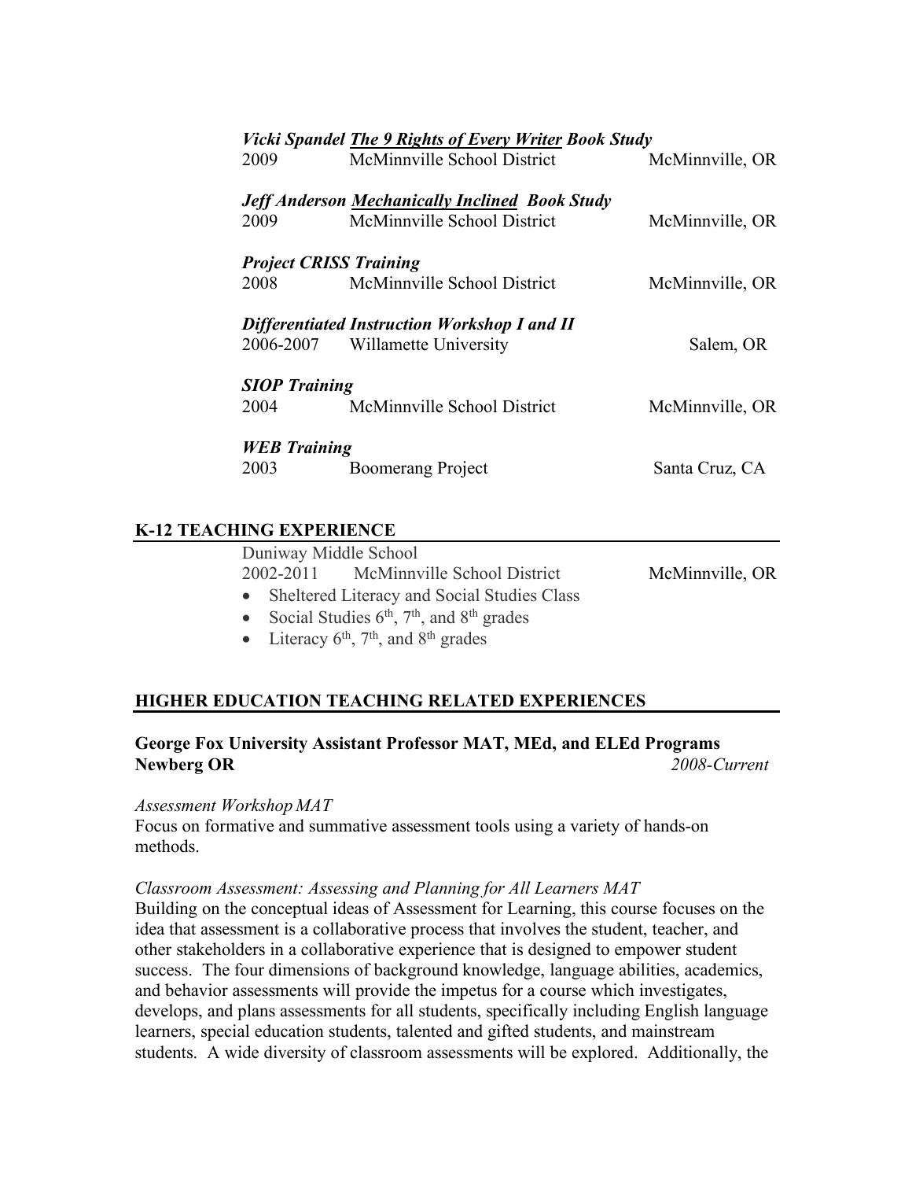***Vicki Spandel The 9 Rights of Every Writer Book Study***

2009 McMinnville School District McMinnville, OR

***Jeff Anderson Mechanically Inclined Book Study***

2009 McMinnville School District McMinnville, OR

***Project CRISS Training***

2008 McMinnville School District McMinnville, OR

***Differentiated Instruction Workshop I and II***

2006-2007 Willamette University Salem, OR

***SIOP Training***

2004 McMinnville School District McMinnville, OR

***WEB Training***

2003 Boomerang Project Santa Cruz, CA

## K-12 TEACHING EXPERIENCE

Duniway Middle School

2002-2011 McMinnville School District McMinnville, OR

- Sheltered Literacy and Social Studies Class
- Social Studies 6th, 7th, and 8th grades
- Literacy 6th, 7th, and 8th grades

## HIGHER EDUCATION TEACHING RELATED EXPERIENCES

**George Fox University Assistant Professor MAT, MEd, and ELEd Programs**
**Newberg OR** *2008-Current*

*Assessment Workshop MAT*

Focus on formative and summative assessment tools using a variety of hands-on methods.

*Classroom Assessment: Assessing and Planning for All Learners MAT*

Building on the conceptual ideas of Assessment for Learning, this course focuses on the idea that assessment is a collaborative process that involves the student, teacher, and other stakeholders in a collaborative experience that is designed to empower student success. The four dimensions of background knowledge, language abilities, academics, and behavior assessments will provide the impetus for a course which investigates, develops, and plans assessments for all students, specifically including English language learners, special education students, talented and gifted students, and mainstream students. A wide diversity of classroom assessments will be explored. Additionally, the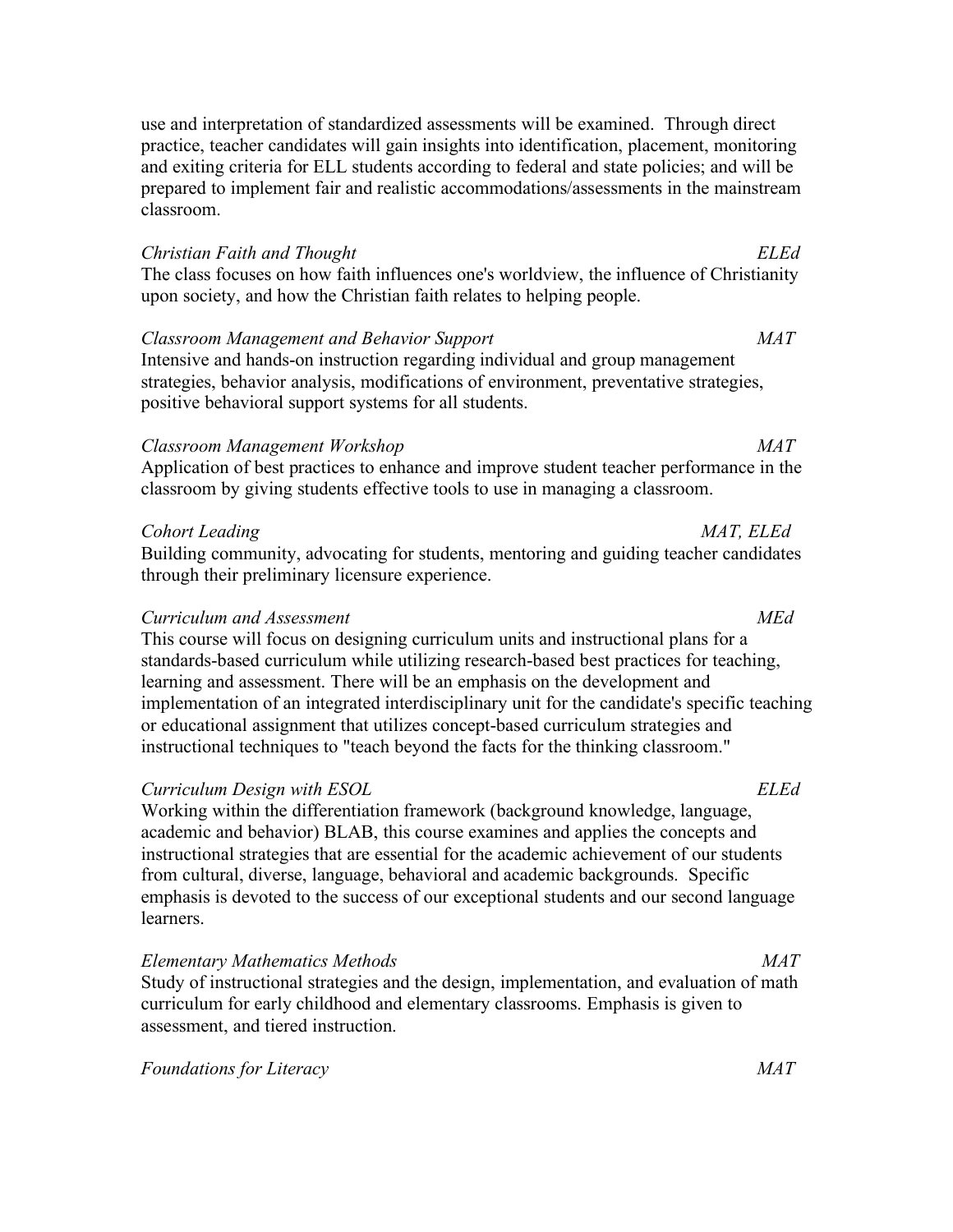use and interpretation of standardized assessments will be examined. Through direct practice, teacher candidates will gain insights into identification, placement, monitoring and exiting criteria for ELL students according to federal and state policies; and will be prepared to implement fair and realistic accommodations/assessments in the mainstream classroom.

*Christian Faith and Thought* *ELEd*
The class focuses on how faith influences one's worldview, the influence of Christianity upon society, and how the Christian faith relates to helping people.

*Classroom Management and Behavior Support* *MAT*
Intensive and hands-on instruction regarding individual and group management strategies, behavior analysis, modifications of environment, preventative strategies, positive behavioral support systems for all students.

*Classroom Management Workshop* *MAT*
Application of best practices to enhance and improve student teacher performance in the classroom by giving students effective tools to use in managing a classroom.

*Cohort Leading* *MAT, ELEd*
Building community, advocating for students, mentoring and guiding teacher candidates through their preliminary licensure experience.

*Curriculum and Assessment* *MEd*
This course will focus on designing curriculum units and instructional plans for a standards-based curriculum while utilizing research-based best practices for teaching, learning and assessment. There will be an emphasis on the development and implementation of an integrated interdisciplinary unit for the candidate's specific teaching or educational assignment that utilizes concept-based curriculum strategies and instructional techniques to "teach beyond the facts for the thinking classroom."

*Curriculum Design with ESOL* *ELEd*
Working within the differentiation framework (background knowledge, language, academic and behavior) BLAB, this course examines and applies the concepts and instructional strategies that are essential for the academic achievement of our students from cultural, diverse, language, behavioral and academic backgrounds. Specific emphasis is devoted to the success of our exceptional students and our second language learners.

*Elementary Mathematics Methods* *MAT*
Study of instructional strategies and the design, implementation, and evaluation of math curriculum for early childhood and elementary classrooms. Emphasis is given to assessment, and tiered instruction.

*Foundations for Literacy* *MAT*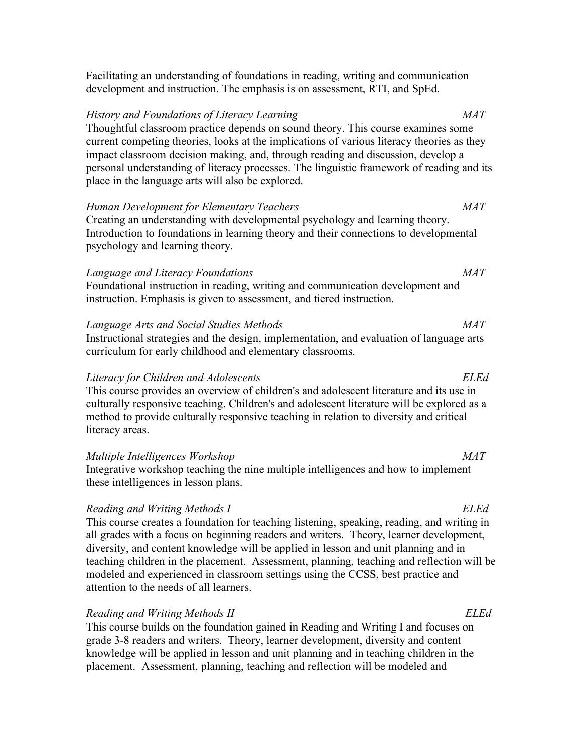Facilitating an understanding of foundations in reading, writing and communication development and instruction. The emphasis is on assessment, RTI, and SpEd.

*History and Foundations of Literacy Learning* — *MAT*

Thoughtful classroom practice depends on sound theory. This course examines some current competing theories, looks at the implications of various literacy theories as they impact classroom decision making, and, through reading and discussion, develop a personal understanding of literacy processes. The linguistic framework of reading and its place in the language arts will also be explored.

*Human Development for Elementary Teachers* — *MAT*

Creating an understanding with developmental psychology and learning theory. Introduction to foundations in learning theory and their connections to developmental psychology and learning theory.

*Language and Literacy Foundations* — *MAT*

Foundational instruction in reading, writing and communication development and instruction. Emphasis is given to assessment, and tiered instruction.

*Language Arts and Social Studies Methods* — *MAT*

Instructional strategies and the design, implementation, and evaluation of language arts curriculum for early childhood and elementary classrooms.

*Literacy for Children and Adolescents* — *ELEd*

This course provides an overview of children's and adolescent literature and its use in culturally responsive teaching. Children's and adolescent literature will be explored as a method to provide culturally responsive teaching in relation to diversity and critical literacy areas.

*Multiple Intelligences Workshop* — *MAT*

Integrative workshop teaching the nine multiple intelligences and how to implement these intelligences in lesson plans.

*Reading and Writing Methods I* — *ELEd*

This course creates a foundation for teaching listening, speaking, reading, and writing in all grades with a focus on beginning readers and writers. Theory, learner development, diversity, and content knowledge will be applied in lesson and unit planning and in teaching children in the placement. Assessment, planning, teaching and reflection will be modeled and experienced in classroom settings using the CCSS, best practice and attention to the needs of all learners.

*Reading and Writing Methods II* — *ELEd*

This course builds on the foundation gained in Reading and Writing I and focuses on grade 3-8 readers and writers. Theory, learner development, diversity and content knowledge will be applied in lesson and unit planning and in teaching children in the placement. Assessment, planning, teaching and reflection will be modeled and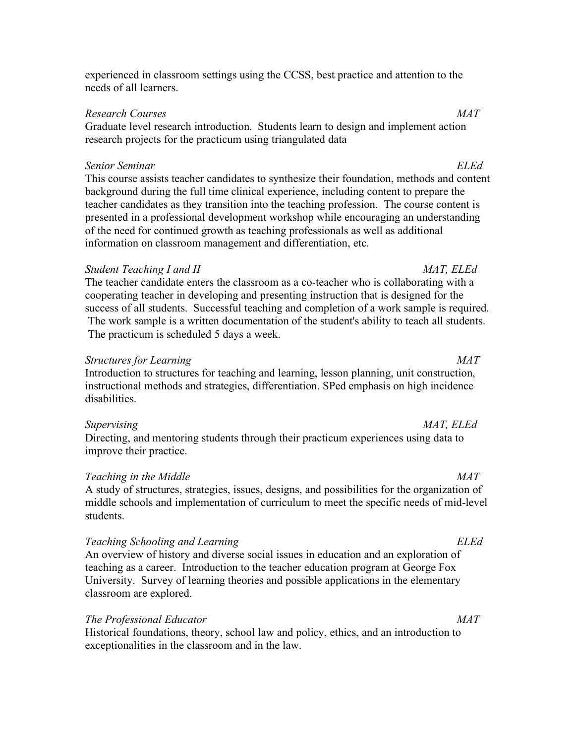experienced in classroom settings using the CCSS, best practice and attention to the needs of all learners.

*Research Courses* *MAT*
Graduate level research introduction. Students learn to design and implement action research projects for the practicum using triangulated data

*Senior Seminar* *ELEd*
This course assists teacher candidates to synthesize their foundation, methods and content background during the full time clinical experience, including content to prepare the teacher candidates as they transition into the teaching profession. The course content is presented in a professional development workshop while encouraging an understanding of the need for continued growth as teaching professionals as well as additional information on classroom management and differentiation, etc.

*Student Teaching I and II* *MAT, ELEd*
The teacher candidate enters the classroom as a co-teacher who is collaborating with a cooperating teacher in developing and presenting instruction that is designed for the success of all students. Successful teaching and completion of a work sample is required. The work sample is a written documentation of the student's ability to teach all students. The practicum is scheduled 5 days a week.

*Structures for Learning* *MAT*
Introduction to structures for teaching and learning, lesson planning, unit construction, instructional methods and strategies, differentiation. SPed emphasis on high incidence disabilities.

*Supervising* *MAT, ELEd*
Directing, and mentoring students through their practicum experiences using data to improve their practice.

*Teaching in the Middle* *MAT*
A study of structures, strategies, issues, designs, and possibilities for the organization of middle schools and implementation of curriculum to meet the specific needs of mid-level students.

*Teaching Schooling and Learning* *ELEd*
An overview of history and diverse social issues in education and an exploration of teaching as a career. Introduction to the teacher education program at George Fox University. Survey of learning theories and possible applications in the elementary classroom are explored.

*The Professional Educator* *MAT*
Historical foundations, theory, school law and policy, ethics, and an introduction to exceptionalities in the classroom and in the law.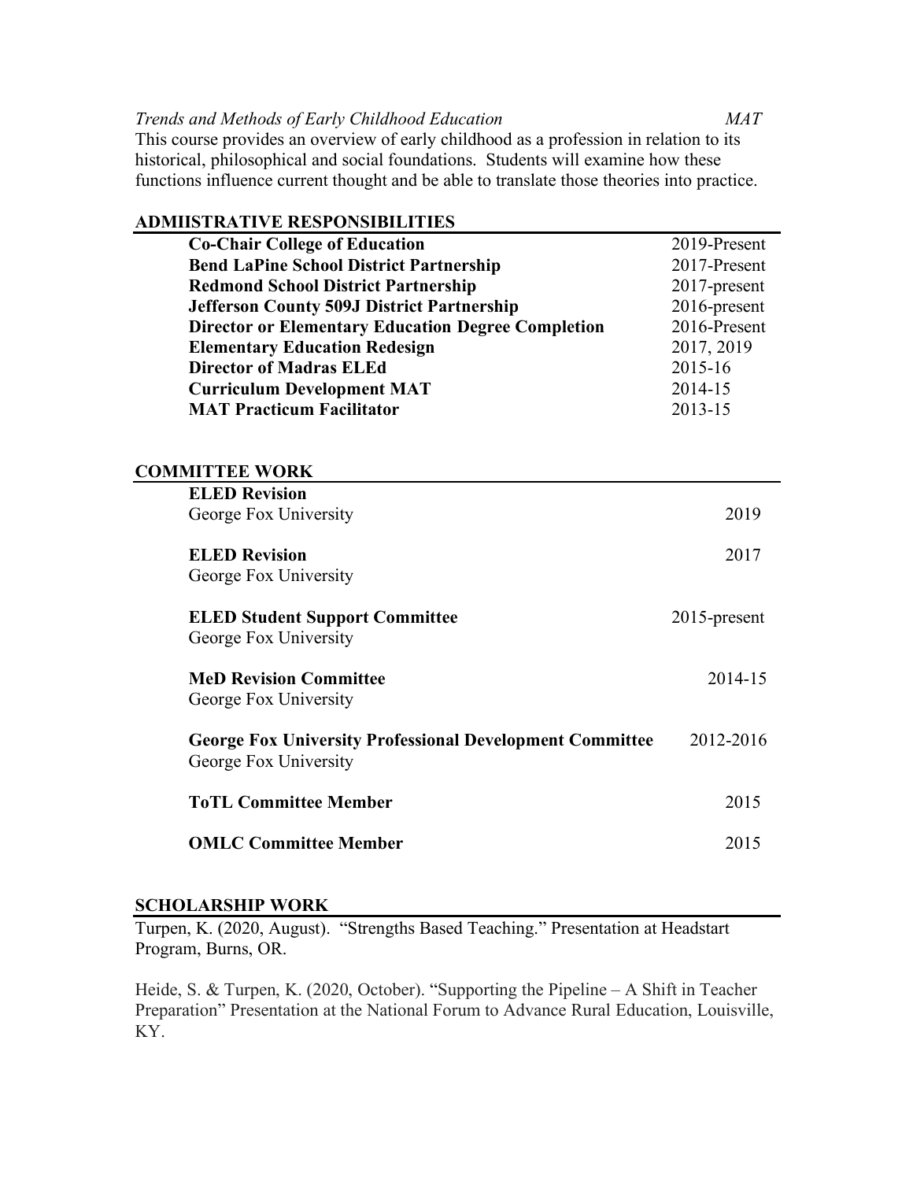*Trends and Methods of Early Childhood Education* *MAT*

This course provides an overview of early childhood as a profession in relation to its historical, philosophical and social foundations. Students will examine how these functions influence current thought and be able to translate those theories into practice.

## ADMIISTRATIVE RESPONSIBILITIES

| | |
|---|---|
| **Co-Chair College of Education** | 2019-Present |
| **Bend LaPine School District Partnership** | 2017-Present |
| **Redmond School District Partnership** | 2017-present |
| **Jefferson County 509J District Partnership** | 2016-present |
| **Director or Elementary Education Degree Completion** | 2016-Present |
| **Elementary Education Redesign** | 2017, 2019 |
| **Director of Madras ELEd** | 2015-16 |
| **Curriculum Development MAT** | 2014-15 |
| **MAT Practicum Facilitator** | 2013-15 |

## COMMITTEE WORK

**ELED Revision**
George Fox University — 2019

**ELED Revision** — 2017
George Fox University

**ELED Student Support Committee** — 2015-present
George Fox University

**MeD Revision Committee** — 2014-15
George Fox University

**George Fox University Professional Development Committee** — 2012-2016
George Fox University

**ToTL Committee Member** — 2015

**OMLC Committee Member** — 2015

## SCHOLARSHIP WORK

Turpen, K. (2020, August). "Strengths Based Teaching." Presentation at Headstart Program, Burns, OR.

Heide, S. & Turpen, K. (2020, October). "Supporting the Pipeline – A Shift in Teacher Preparation" Presentation at the National Forum to Advance Rural Education, Louisville, KY.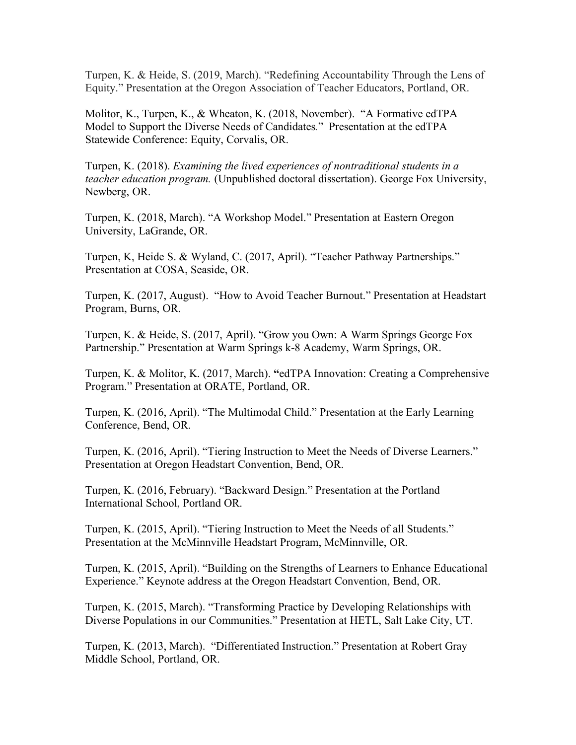Turpen, K. & Heide, S. (2019, March). "Redefining Accountability Through the Lens of Equity." Presentation at the Oregon Association of Teacher Educators, Portland, OR.

Molitor, K., Turpen, K., & Wheaton, K. (2018, November). "A Formative edTPA Model to Support the Diverse Needs of Candidates." Presentation at the edTPA Statewide Conference: Equity, Corvalis, OR.

Turpen, K. (2018). *Examining the lived experiences of nontraditional students in a teacher education program.* (Unpublished doctoral dissertation). George Fox University, Newberg, OR.

Turpen, K. (2018, March). "A Workshop Model." Presentation at Eastern Oregon University, LaGrande, OR.

Turpen, K, Heide S. & Wyland, C. (2017, April). "Teacher Pathway Partnerships." Presentation at COSA, Seaside, OR.

Turpen, K. (2017, August). "How to Avoid Teacher Burnout." Presentation at Headstart Program, Burns, OR.

Turpen, K. & Heide, S. (2017, April). "Grow you Own: A Warm Springs George Fox Partnership." Presentation at Warm Springs k-8 Academy, Warm Springs, OR.

Turpen, K. & Molitor, K. (2017, March). "edTPA Innovation: Creating a Comprehensive Program." Presentation at ORATE, Portland, OR.

Turpen, K. (2016, April). "The Multimodal Child." Presentation at the Early Learning Conference, Bend, OR.

Turpen, K. (2016, April). "Tiering Instruction to Meet the Needs of Diverse Learners." Presentation at Oregon Headstart Convention, Bend, OR.

Turpen, K. (2016, February). "Backward Design." Presentation at the Portland International School, Portland OR.

Turpen, K. (2015, April). "Tiering Instruction to Meet the Needs of all Students." Presentation at the McMinnville Headstart Program, McMinnville, OR.

Turpen, K. (2015, April). "Building on the Strengths of Learners to Enhance Educational Experience." Keynote address at the Oregon Headstart Convention, Bend, OR.

Turpen, K. (2015, March). "Transforming Practice by Developing Relationships with Diverse Populations in our Communities." Presentation at HETL, Salt Lake City, UT.

Turpen, K. (2013, March). "Differentiated Instruction." Presentation at Robert Gray Middle School, Portland, OR.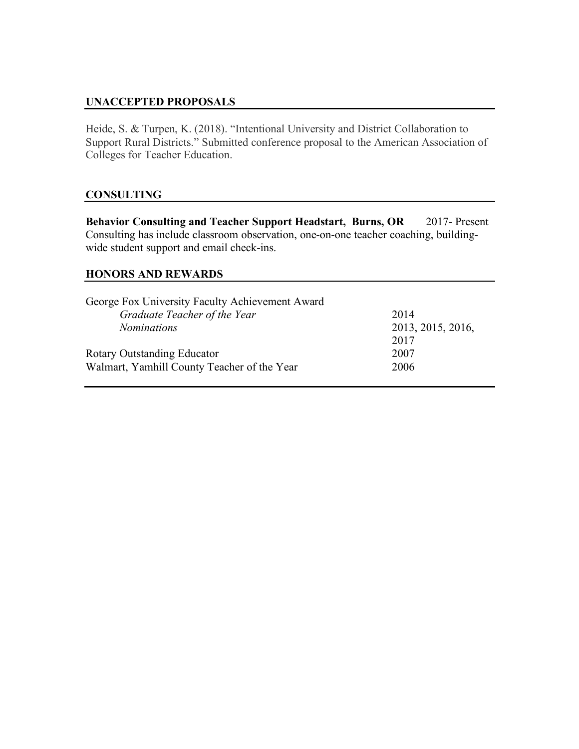## UNACCEPTED PROPOSALS

Heide, S. & Turpen, K. (2018). "Intentional University and District Collaboration to Support Rural Districts." Submitted conference proposal to the American Association of Colleges for Teacher Education.

## CONSULTING

**Behavior Consulting and Teacher Support Headstart, Burns, OR** 2017- Present
Consulting has include classroom observation, one-on-one teacher coaching, building-wide student support and email check-ins.

## HONORS AND REWARDS

| | |
|---|---|
| George Fox University Faculty Achievement Award | |
| *Graduate Teacher of the Year* | 2014 |
| *Nominations* | 2013, 2015, 2016, 2017 |
| Rotary Outstanding Educator | 2007 |
| Walmart, Yamhill County Teacher of the Year | 2006 |